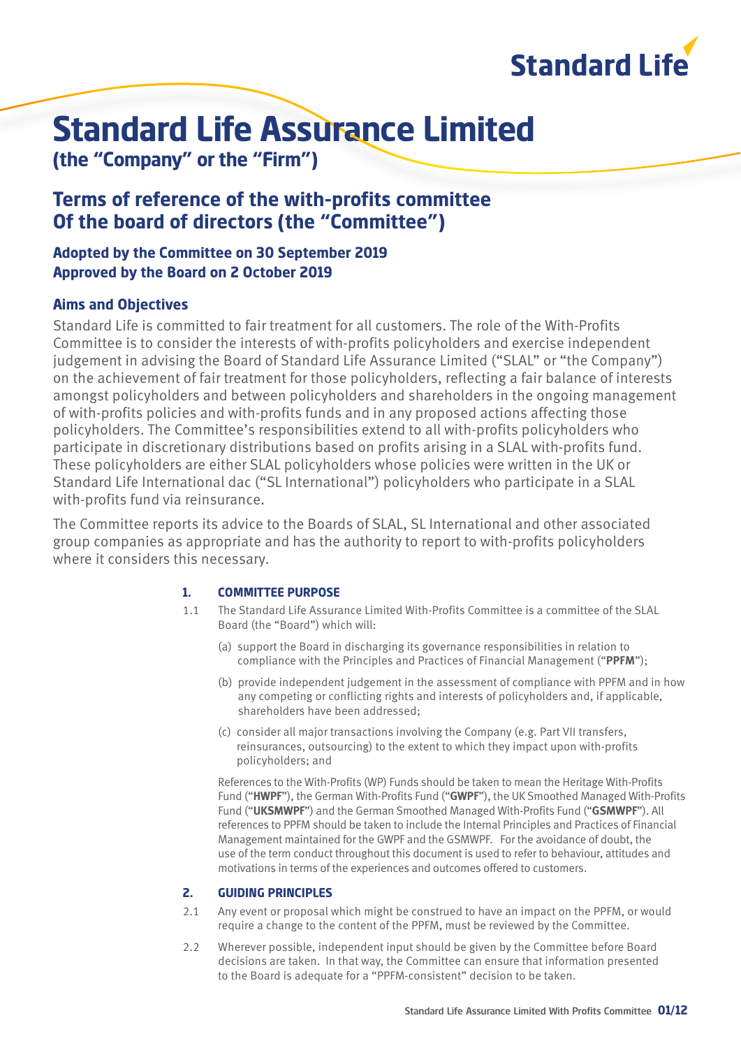Standard Life

# Standard Life Assurance Limited

**(the "Company" or the "Firm")**

## Terms of reference of the with-profits committee Of the board of directors (the "Committee")

**Adopted by the Committee on 30 September 2019**
**Approved by the Board on 2 October 2019**

### Aims and Objectives

Standard Life is committed to fair treatment for all customers. The role of the With-Profits Committee is to consider the interests of with-profits policyholders and exercise independent judgement in advising the Board of Standard Life Assurance Limited ("SLAL" or "the Company") on the achievement of fair treatment for those policyholders, reflecting a fair balance of interests amongst policyholders and between policyholders and shareholders in the ongoing management of with-profits policies and with-profits funds and in any proposed actions affecting those policyholders. The Committee's responsibilities extend to all with-profits policyholders who participate in discretionary distributions based on profits arising in a SLAL with-profits fund. These policyholders are either SLAL policyholders whose policies were written in the UK or Standard Life International dac ("SL International") policyholders who participate in a SLAL with-profits fund via reinsurance.

The Committee reports its advice to the Boards of SLAL, SL International and other associated group companies as appropriate and has the authority to report to with-profits policyholders where it considers this necessary.

#### 1. COMMITTEE PURPOSE

1.1 The Standard Life Assurance Limited With-Profits Committee is a committee of the SLAL Board (the "Board") which will:

(a) support the Board in discharging its governance responsibilities in relation to compliance with the Principles and Practices of Financial Management ("**PPFM**");

(b) provide independent judgement in the assessment of compliance with PPFM and in how any competing or conflicting rights and interests of policyholders and, if applicable, shareholders have been addressed;

(c) consider all major transactions involving the Company (e.g. Part VII transfers, reinsurances, outsourcing) to the extent to which they impact upon with-profits policyholders; and

References to the With-Profits (WP) Funds should be taken to mean the Heritage With-Profits Fund ("**HWPF**"), the German With-Profits Fund ("**GWPF**"), the UK Smoothed Managed With-Profits Fund ("**UKSMWPF**") and the German Smoothed Managed With-Profits Fund ("**GSMWPF**"). All references to PPFM should be taken to include the Internal Principles and Practices of Financial Management maintained for the GWPF and the GSMWPF. For the avoidance of doubt, the use of the term conduct throughout this document is used to refer to behaviour, attitudes and motivations in terms of the experiences and outcomes offered to customers.

#### 2. GUIDING PRINCIPLES

2.1 Any event or proposal which might be construed to have an impact on the PPFM, or would require a change to the content of the PPFM, must be reviewed by the Committee.

2.2 Wherever possible, independent input should be given by the Committee before Board decisions are taken. In that way, the Committee can ensure that information presented to the Board is adequate for a "PPFM-consistent" decision to be taken.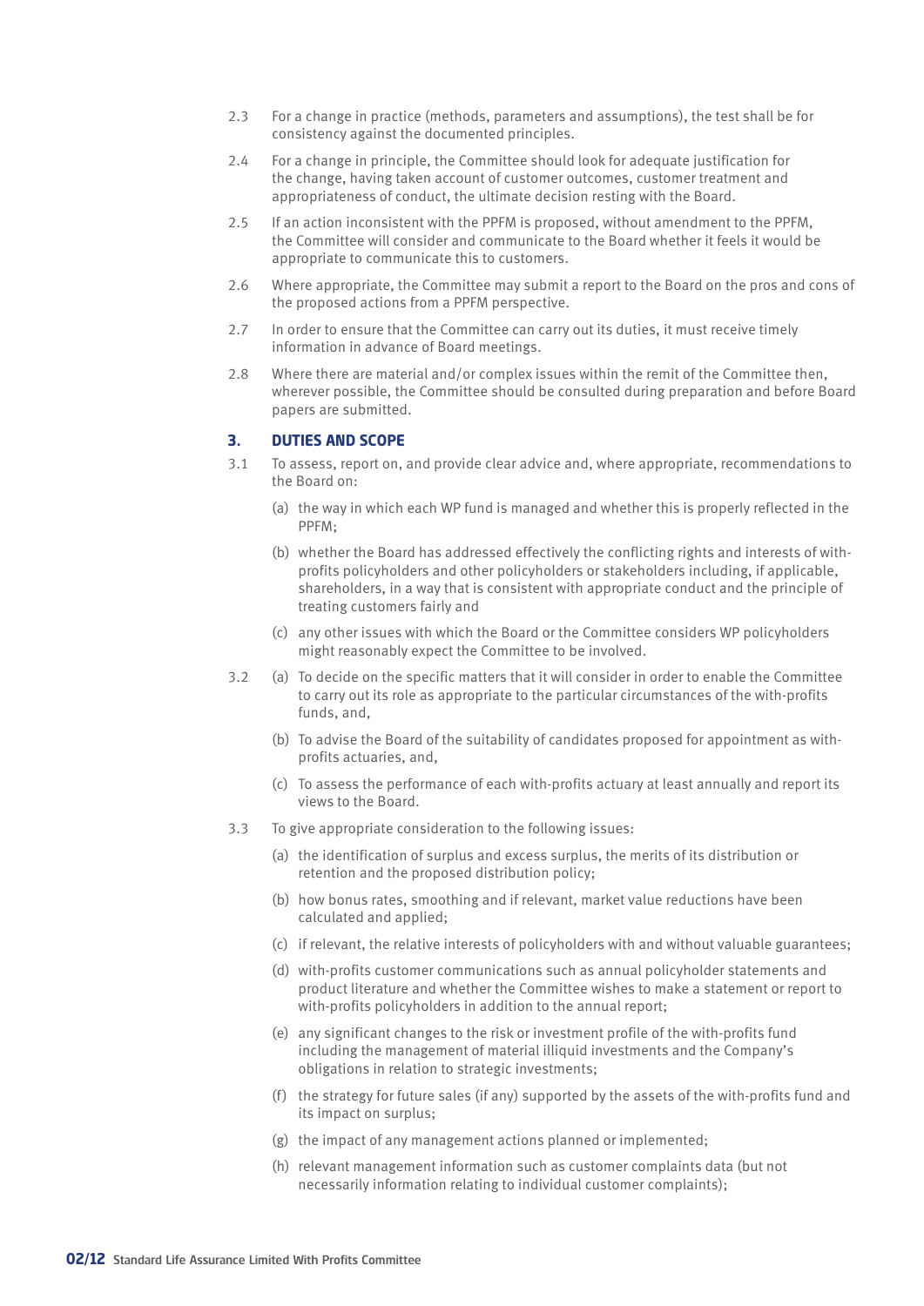2.3 For a change in practice (methods, parameters and assumptions), the test shall be for consistency against the documented principles.

2.4 For a change in principle, the Committee should look for adequate justification for the change, having taken account of customer outcomes, customer treatment and appropriateness of conduct, the ultimate decision resting with the Board.

2.5 If an action inconsistent with the PPFM is proposed, without amendment to the PPFM, the Committee will consider and communicate to the Board whether it feels it would be appropriate to communicate this to customers.

2.6 Where appropriate, the Committee may submit a report to the Board on the pros and cons of the proposed actions from a PPFM perspective.

2.7 In order to ensure that the Committee can carry out its duties, it must receive timely information in advance of Board meetings.

2.8 Where there are material and/or complex issues within the remit of the Committee then, wherever possible, the Committee should be consulted during preparation and before Board papers are submitted.

## 3. DUTIES AND SCOPE

3.1 To assess, report on, and provide clear advice and, where appropriate, recommendations to the Board on:

(a) the way in which each WP fund is managed and whether this is properly reflected in the PPFM;

(b) whether the Board has addressed effectively the conflicting rights and interests of with-profits policyholders and other policyholders or stakeholders including, if applicable, shareholders, in a way that is consistent with appropriate conduct and the principle of treating customers fairly and

(c) any other issues with which the Board or the Committee considers WP policyholders might reasonably expect the Committee to be involved.

3.2 (a) To decide on the specific matters that it will consider in order to enable the Committee to carry out its role as appropriate to the particular circumstances of the with-profits funds, and,

(b) To advise the Board of the suitability of candidates proposed for appointment as with-profits actuaries, and,

(c) To assess the performance of each with-profits actuary at least annually and report its views to the Board.

3.3 To give appropriate consideration to the following issues:

(a) the identification of surplus and excess surplus, the merits of its distribution or retention and the proposed distribution policy;

(b) how bonus rates, smoothing and if relevant, market value reductions have been calculated and applied;

(c) if relevant, the relative interests of policyholders with and without valuable guarantees;

(d) with-profits customer communications such as annual policyholder statements and product literature and whether the Committee wishes to make a statement or report to with-profits policyholders in addition to the annual report;

(e) any significant changes to the risk or investment profile of the with-profits fund including the management of material illiquid investments and the Company's obligations in relation to strategic investments;

(f) the strategy for future sales (if any) supported by the assets of the with-profits fund and its impact on surplus;

(g) the impact of any management actions planned or implemented;

(h) relevant management information such as customer complaints data (but not necessarily information relating to individual customer complaints);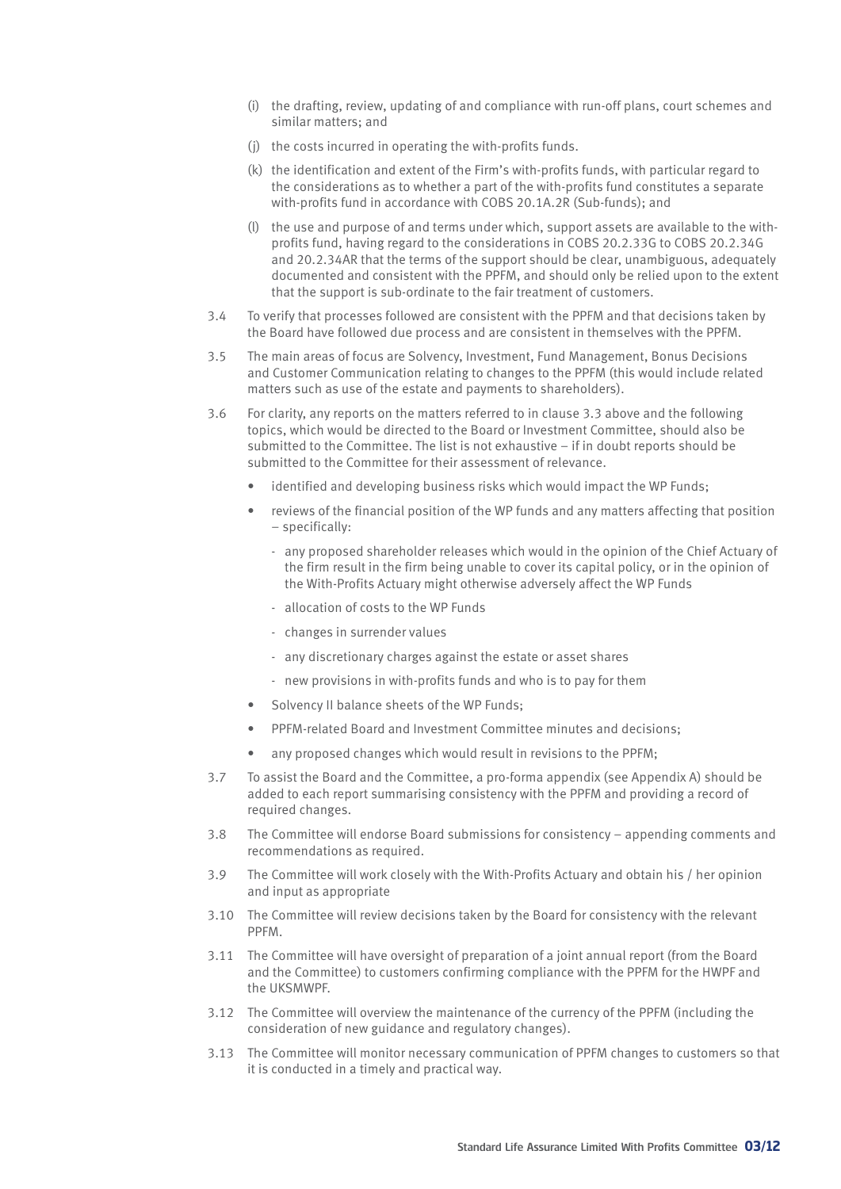(i) the drafting, review, updating of and compliance with run-off plans, court schemes and similar matters; and

(j) the costs incurred in operating the with-profits funds.

(k) the identification and extent of the Firm's with-profits funds, with particular regard to the considerations as to whether a part of the with-profits fund constitutes a separate with-profits fund in accordance with COBS 20.1A.2R (Sub-funds); and

(l) the use and purpose of and terms under which, support assets are available to the with-profits fund, having regard to the considerations in COBS 20.2.33G to COBS 20.2.34G and 20.2.34AR that the terms of the support should be clear, unambiguous, adequately documented and consistent with the PPFM, and should only be relied upon to the extent that the support is sub-ordinate to the fair treatment of customers.

3.4 To verify that processes followed are consistent with the PPFM and that decisions taken by the Board have followed due process and are consistent in themselves with the PPFM.

3.5 The main areas of focus are Solvency, Investment, Fund Management, Bonus Decisions and Customer Communication relating to changes to the PPFM (this would include related matters such as use of the estate and payments to shareholders).

3.6 For clarity, any reports on the matters referred to in clause 3.3 above and the following topics, which would be directed to the Board or Investment Committee, should also be submitted to the Committee. The list is not exhaustive – if in doubt reports should be submitted to the Committee for their assessment of relevance.

- identified and developing business risks which would impact the WP Funds;
- reviews of the financial position of the WP funds and any matters affecting that position – specifically:
  - any proposed shareholder releases which would in the opinion of the Chief Actuary of the firm result in the firm being unable to cover its capital policy, or in the opinion of the With-Profits Actuary might otherwise adversely affect the WP Funds
  - allocation of costs to the WP Funds
  - changes in surrender values
  - any discretionary charges against the estate or asset shares
  - new provisions in with-profits funds and who is to pay for them
- Solvency II balance sheets of the WP Funds;
- PPFM-related Board and Investment Committee minutes and decisions;
- any proposed changes which would result in revisions to the PPFM;

3.7 To assist the Board and the Committee, a pro-forma appendix (see Appendix A) should be added to each report summarising consistency with the PPFM and providing a record of required changes.

3.8 The Committee will endorse Board submissions for consistency – appending comments and recommendations as required.

3.9 The Committee will work closely with the With-Profits Actuary and obtain his / her opinion and input as appropriate

3.10 The Committee will review decisions taken by the Board for consistency with the relevant PPFM.

3.11 The Committee will have oversight of preparation of a joint annual report (from the Board and the Committee) to customers confirming compliance with the PPFM for the HWPF and the UKSMWPF.

3.12 The Committee will overview the maintenance of the currency of the PPFM (including the consideration of new guidance and regulatory changes).

3.13 The Committee will monitor necessary communication of PPFM changes to customers so that it is conducted in a timely and practical way.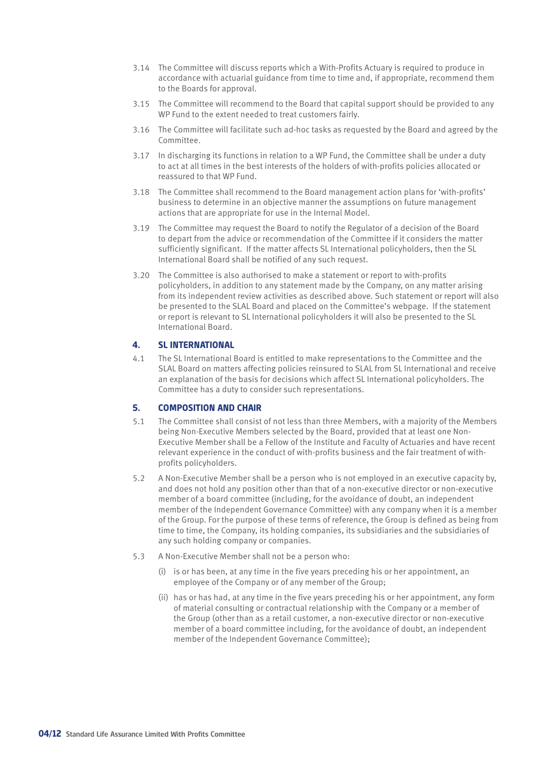3.14 The Committee will discuss reports which a With-Profits Actuary is required to produce in accordance with actuarial guidance from time to time and, if appropriate, recommend them to the Boards for approval.

3.15 The Committee will recommend to the Board that capital support should be provided to any WP Fund to the extent needed to treat customers fairly.

3.16 The Committee will facilitate such ad-hoc tasks as requested by the Board and agreed by the Committee.

3.17 In discharging its functions in relation to a WP Fund, the Committee shall be under a duty to act at all times in the best interests of the holders of with-profits policies allocated or reassured to that WP Fund.

3.18 The Committee shall recommend to the Board management action plans for 'with-profits' business to determine in an objective manner the assumptions on future management actions that are appropriate for use in the Internal Model.

3.19 The Committee may request the Board to notify the Regulator of a decision of the Board to depart from the advice or recommendation of the Committee if it considers the matter sufficiently significant. If the matter affects SL International policyholders, then the SL International Board shall be notified of any such request.

3.20 The Committee is also authorised to make a statement or report to with-profits policyholders, in addition to any statement made by the Company, on any matter arising from its independent review activities as described above. Such statement or report will also be presented to the SLAL Board and placed on the Committee's webpage. If the statement or report is relevant to SL International policyholders it will also be presented to the SL International Board.

## 4. SL INTERNATIONAL

4.1 The SL International Board is entitled to make representations to the Committee and the SLAL Board on matters affecting policies reinsured to SLAL from SL International and receive an explanation of the basis for decisions which affect SL International policyholders. The Committee has a duty to consider such representations.

## 5. COMPOSITION AND CHAIR

5.1 The Committee shall consist of not less than three Members, with a majority of the Members being Non-Executive Members selected by the Board, provided that at least one Non-Executive Member shall be a Fellow of the Institute and Faculty of Actuaries and have recent relevant experience in the conduct of with-profits business and the fair treatment of with-profits policyholders.

5.2 A Non-Executive Member shall be a person who is not employed in an executive capacity by, and does not hold any position other than that of a non-executive director or non-executive member of a board committee (including, for the avoidance of doubt, an independent member of the Independent Governance Committee) with any company when it is a member of the Group. For the purpose of these terms of reference, the Group is defined as being from time to time, the Company, its holding companies, its subsidiaries and the subsidiaries of any such holding company or companies.

5.3 A Non-Executive Member shall not be a person who:

(i) is or has been, at any time in the five years preceding his or her appointment, an employee of the Company or of any member of the Group;

(ii) has or has had, at any time in the five years preceding his or her appointment, any form of material consulting or contractual relationship with the Company or a member of the Group (other than as a retail customer, a non-executive director or non-executive member of a board committee including, for the avoidance of doubt, an independent member of the Independent Governance Committee);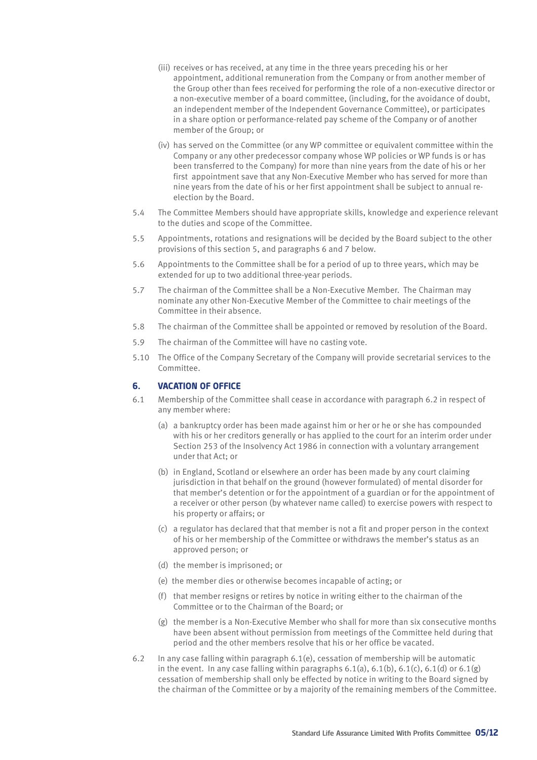(iii) receives or has received, at any time in the three years preceding his or her appointment, additional remuneration from the Company or from another member of the Group other than fees received for performing the role of a non-executive director or a non-executive member of a board committee, (including, for the avoidance of doubt, an independent member of the Independent Governance Committee), or participates in a share option or performance-related pay scheme of the Company or of another member of the Group; or

(iv) has served on the Committee (or any WP committee or equivalent committee within the Company or any other predecessor company whose WP policies or WP funds is or has been transferred to the Company) for more than nine years from the date of his or her first appointment save that any Non-Executive Member who has served for more than nine years from the date of his or her first appointment shall be subject to annual re-election by the Board.

5.4 The Committee Members should have appropriate skills, knowledge and experience relevant to the duties and scope of the Committee.

5.5 Appointments, rotations and resignations will be decided by the Board subject to the other provisions of this section 5, and paragraphs 6 and 7 below.

5.6 Appointments to the Committee shall be for a period of up to three years, which may be extended for up to two additional three-year periods.

5.7 The chairman of the Committee shall be a Non-Executive Member. The Chairman may nominate any other Non-Executive Member of the Committee to chair meetings of the Committee in their absence.

5.8 The chairman of the Committee shall be appointed or removed by resolution of the Board.

5.9 The chairman of the Committee will have no casting vote.

5.10 The Office of the Company Secretary of the Company will provide secretarial services to the Committee.

## 6. VACATION OF OFFICE

6.1 Membership of the Committee shall cease in accordance with paragraph 6.2 in respect of any member where:

(a) a bankruptcy order has been made against him or her or he or she has compounded with his or her creditors generally or has applied to the court for an interim order under Section 253 of the Insolvency Act 1986 in connection with a voluntary arrangement under that Act; or

(b) in England, Scotland or elsewhere an order has been made by any court claiming jurisdiction in that behalf on the ground (however formulated) of mental disorder for that member's detention or for the appointment of a guardian or for the appointment of a receiver or other person (by whatever name called) to exercise powers with respect to his property or affairs; or

(c) a regulator has declared that that member is not a fit and proper person in the context of his or her membership of the Committee or withdraws the member's status as an approved person; or

(d) the member is imprisoned; or

(e) the member dies or otherwise becomes incapable of acting; or

(f) that member resigns or retires by notice in writing either to the chairman of the Committee or to the Chairman of the Board; or

(g) the member is a Non-Executive Member who shall for more than six consecutive months have been absent without permission from meetings of the Committee held during that period and the other members resolve that his or her office be vacated.

6.2 In any case falling within paragraph 6.1(e), cessation of membership will be automatic in the event. In any case falling within paragraphs 6.1(a), 6.1(b), 6.1(c), 6.1(d) or 6.1(g) cessation of membership shall only be effected by notice in writing to the Board signed by the chairman of the Committee or by a majority of the remaining members of the Committee.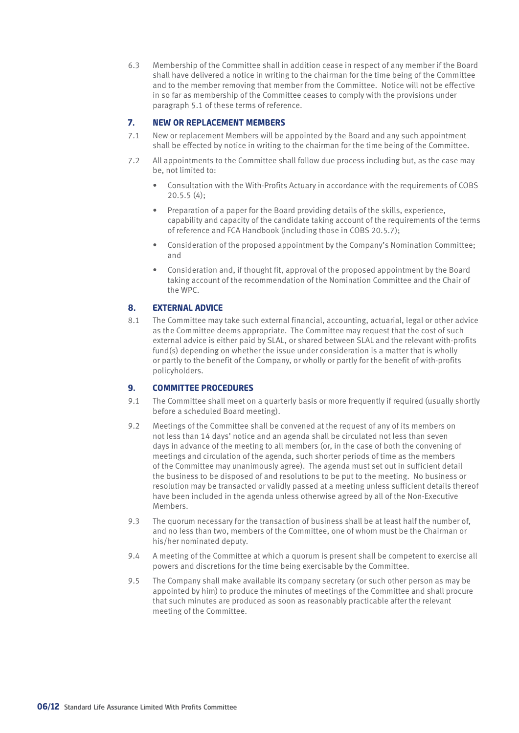6.3 Membership of the Committee shall in addition cease in respect of any member if the Board shall have delivered a notice in writing to the chairman for the time being of the Committee and to the member removing that member from the Committee. Notice will not be effective in so far as membership of the Committee ceases to comply with the provisions under paragraph 5.1 of these terms of reference.

## 7. NEW OR REPLACEMENT MEMBERS

7.1 New or replacement Members will be appointed by the Board and any such appointment shall be effected by notice in writing to the chairman for the time being of the Committee.

7.2 All appointments to the Committee shall follow due process including but, as the case may be, not limited to:

- Consultation with the With-Profits Actuary in accordance with the requirements of COBS 20.5.5 (4);
- Preparation of a paper for the Board providing details of the skills, experience, capability and capacity of the candidate taking account of the requirements of the terms of reference and FCA Handbook (including those in COBS 20.5.7);
- Consideration of the proposed appointment by the Company's Nomination Committee; and
- Consideration and, if thought fit, approval of the proposed appointment by the Board taking account of the recommendation of the Nomination Committee and the Chair of the WPC.

## 8. EXTERNAL ADVICE

8.1 The Committee may take such external financial, accounting, actuarial, legal or other advice as the Committee deems appropriate. The Committee may request that the cost of such external advice is either paid by SLAL, or shared between SLAL and the relevant with-profits fund(s) depending on whether the issue under consideration is a matter that is wholly or partly to the benefit of the Company, or wholly or partly for the benefit of with-profits policyholders.

## 9. COMMITTEE PROCEDURES

9.1 The Committee shall meet on a quarterly basis or more frequently if required (usually shortly before a scheduled Board meeting).

9.2 Meetings of the Committee shall be convened at the request of any of its members on not less than 14 days' notice and an agenda shall be circulated not less than seven days in advance of the meeting to all members (or, in the case of both the convening of meetings and circulation of the agenda, such shorter periods of time as the members of the Committee may unanimously agree). The agenda must set out in sufficient detail the business to be disposed of and resolutions to be put to the meeting. No business or resolution may be transacted or validly passed at a meeting unless sufficient details thereof have been included in the agenda unless otherwise agreed by all of the Non-Executive Members.

9.3 The quorum necessary for the transaction of business shall be at least half the number of, and no less than two, members of the Committee, one of whom must be the Chairman or his/her nominated deputy.

9.4 A meeting of the Committee at which a quorum is present shall be competent to exercise all powers and discretions for the time being exercisable by the Committee.

9.5 The Company shall make available its company secretary (or such other person as may be appointed by him) to produce the minutes of meetings of the Committee and shall procure that such minutes are produced as soon as reasonably practicable after the relevant meeting of the Committee.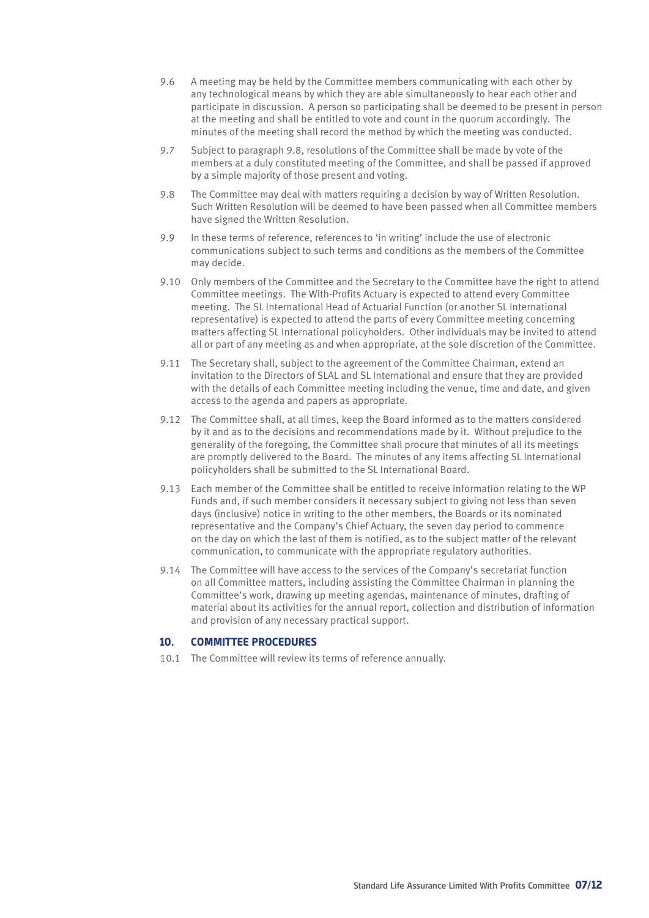9.6 A meeting may be held by the Committee members communicating with each other by any technological means by which they are able simultaneously to hear each other and participate in discussion. A person so participating shall be deemed to be present in person at the meeting and shall be entitled to vote and count in the quorum accordingly. The minutes of the meeting shall record the method by which the meeting was conducted.

9.7 Subject to paragraph 9.8, resolutions of the Committee shall be made by vote of the members at a duly constituted meeting of the Committee, and shall be passed if approved by a simple majority of those present and voting.

9.8 The Committee may deal with matters requiring a decision by way of Written Resolution. Such Written Resolution will be deemed to have been passed when all Committee members have signed the Written Resolution.

9.9 In these terms of reference, references to 'in writing' include the use of electronic communications subject to such terms and conditions as the members of the Committee may decide.

9.10 Only members of the Committee and the Secretary to the Committee have the right to attend Committee meetings. The With-Profits Actuary is expected to attend every Committee meeting. The SL International Head of Actuarial Function (or another SL International representative) is expected to attend the parts of every Committee meeting concerning matters affecting SL International policyholders. Other individuals may be invited to attend all or part of any meeting as and when appropriate, at the sole discretion of the Committee.

9.11 The Secretary shall, subject to the agreement of the Committee Chairman, extend an invitation to the Directors of SLAL and SL International and ensure that they are provided with the details of each Committee meeting including the venue, time and date, and given access to the agenda and papers as appropriate.

9.12 The Committee shall, at all times, keep the Board informed as to the matters considered by it and as to the decisions and recommendations made by it. Without prejudice to the generality of the foregoing, the Committee shall procure that minutes of all its meetings are promptly delivered to the Board. The minutes of any items affecting SL International policyholders shall be submitted to the SL International Board.

9.13 Each member of the Committee shall be entitled to receive information relating to the WP Funds and, if such member considers it necessary subject to giving not less than seven days (inclusive) notice in writing to the other members, the Boards or its nominated representative and the Company's Chief Actuary, the seven day period to commence on the day on which the last of them is notified, as to the subject matter of the relevant communication, to communicate with the appropriate regulatory authorities.

9.14 The Committee will have access to the services of the Company's secretariat function on all Committee matters, including assisting the Committee Chairman in planning the Committee's work, drawing up meeting agendas, maintenance of minutes, drafting of material about its activities for the annual report, collection and distribution of information and provision of any necessary practical support.

## 10. COMMITTEE PROCEDURES

10.1 The Committee will review its terms of reference annually.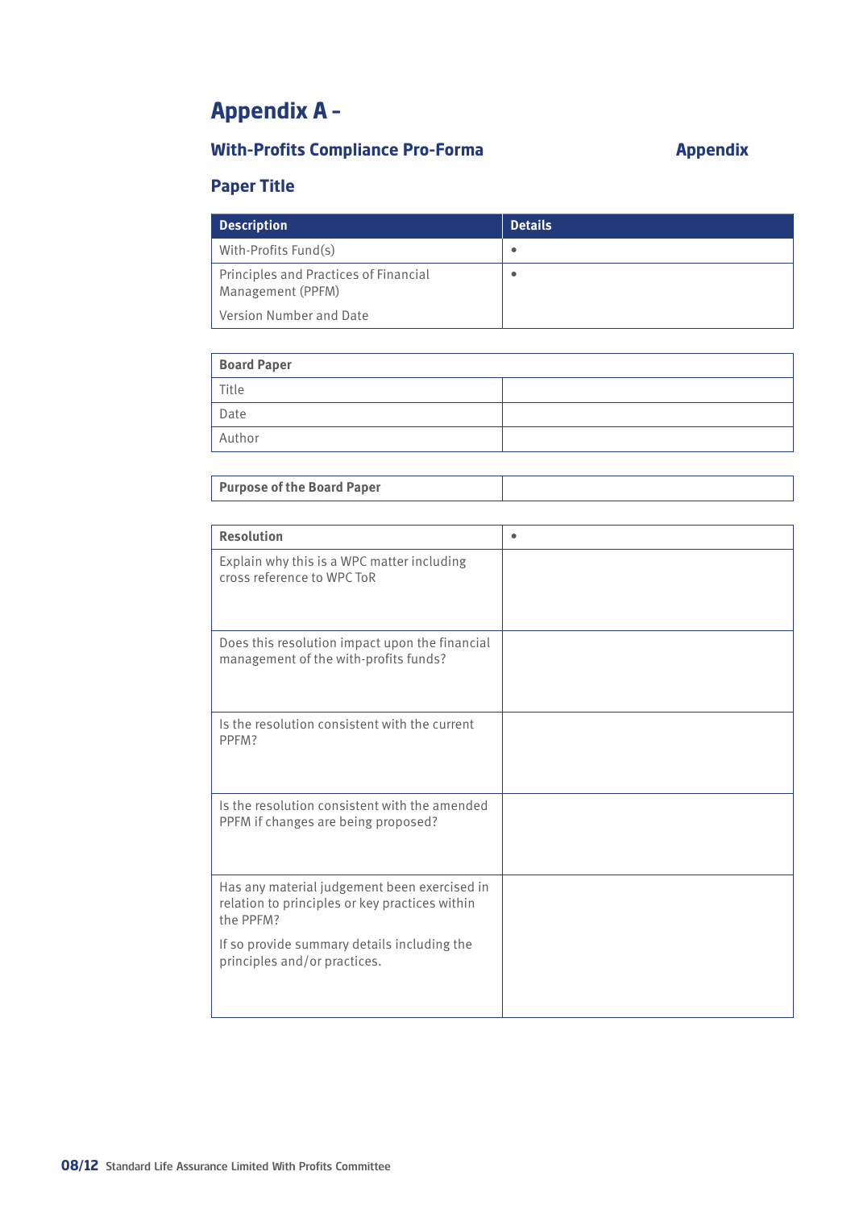# Appendix A –

## With-Profits Compliance Pro-Forma

**Appendix**

## Paper Title

| Description | Details |
|---|---|
| With-Profits Fund(s) | • |
| Principles and Practices of Financial Management (PPFM)<br><br>Version Number and Date | • |

| Board Paper | |
|---|---|
| Title | |
| Date | |
| Author | |

| Purpose of the Board Paper | |
|---|---|

| Resolution | • |
|---|---|
| Explain why this is a WPC matter including cross reference to WPC ToR | |
| Does this resolution impact upon the financial management of the with-profits funds? | |
| Is the resolution consistent with the current PPFM? | |
| Is the resolution consistent with the amended PPFM if changes are being proposed? | |
| Has any material judgement been exercised in relation to principles or key practices within the PPFM?<br><br>If so provide summary details including the principles and/or practices. | |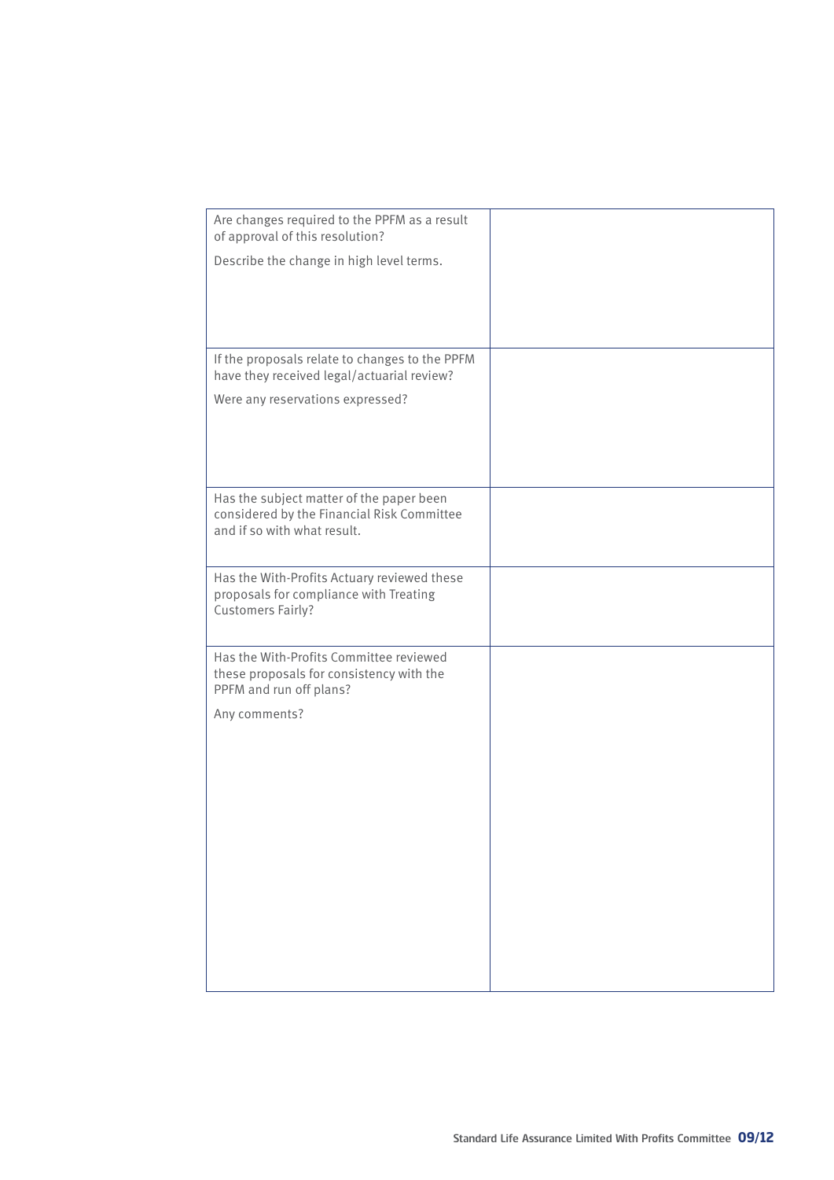| | |
|---|---|
| Are changes required to the PPFM as a result of approval of this resolution?<br><br>Describe the change in high level terms. | |
| If the proposals relate to changes to the PPFM have they received legal/actuarial review?<br><br>Were any reservations expressed? | |
| Has the subject matter of the paper been considered by the Financial Risk Committee and if so with what result. | |
| Has the With-Profits Actuary reviewed these proposals for compliance with Treating Customers Fairly? | |
| Has the With-Profits Committee reviewed these proposals for consistency with the PPFM and run off plans?<br><br>Any comments? | |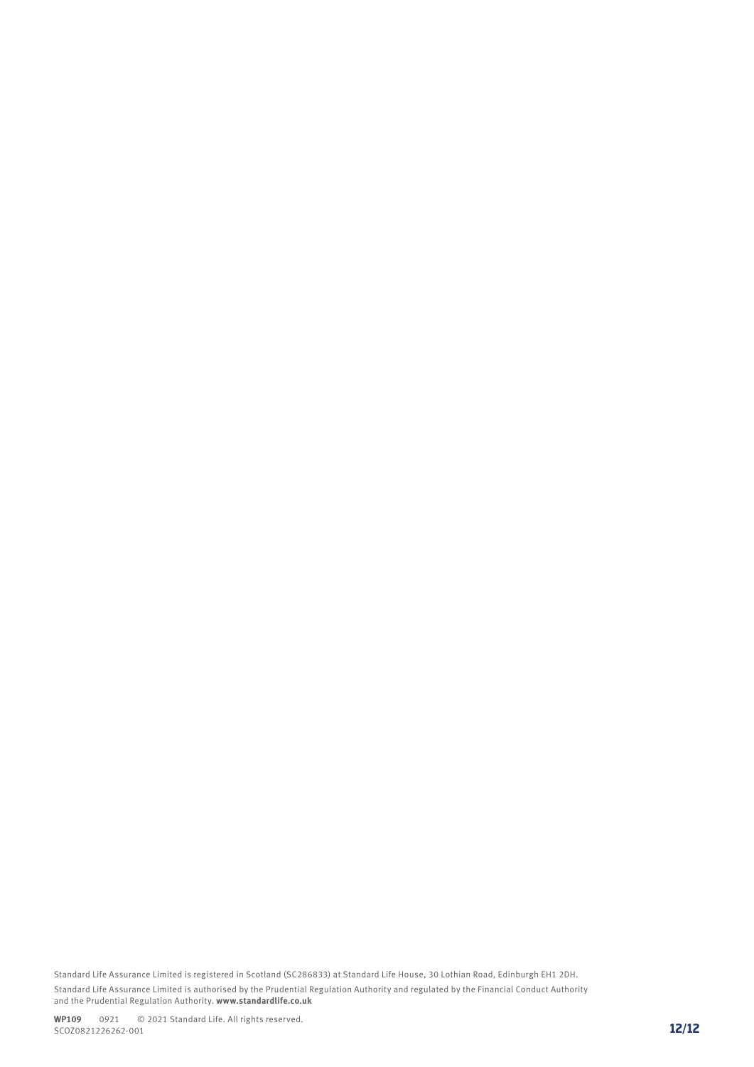Standard Life Assurance Limited is registered in Scotland (SC286833) at Standard Life House, 30 Lothian Road, Edinburgh EH1 2DH.

Standard Life Assurance Limited is authorised by the Prudential Regulation Authority and regulated by the Financial Conduct Authority and the Prudential Regulation Authority. **www.standardlife.co.uk**

**WP109** 0921 © 2021 Standard Life. All rights reserved.
SCOZ0821226262-001